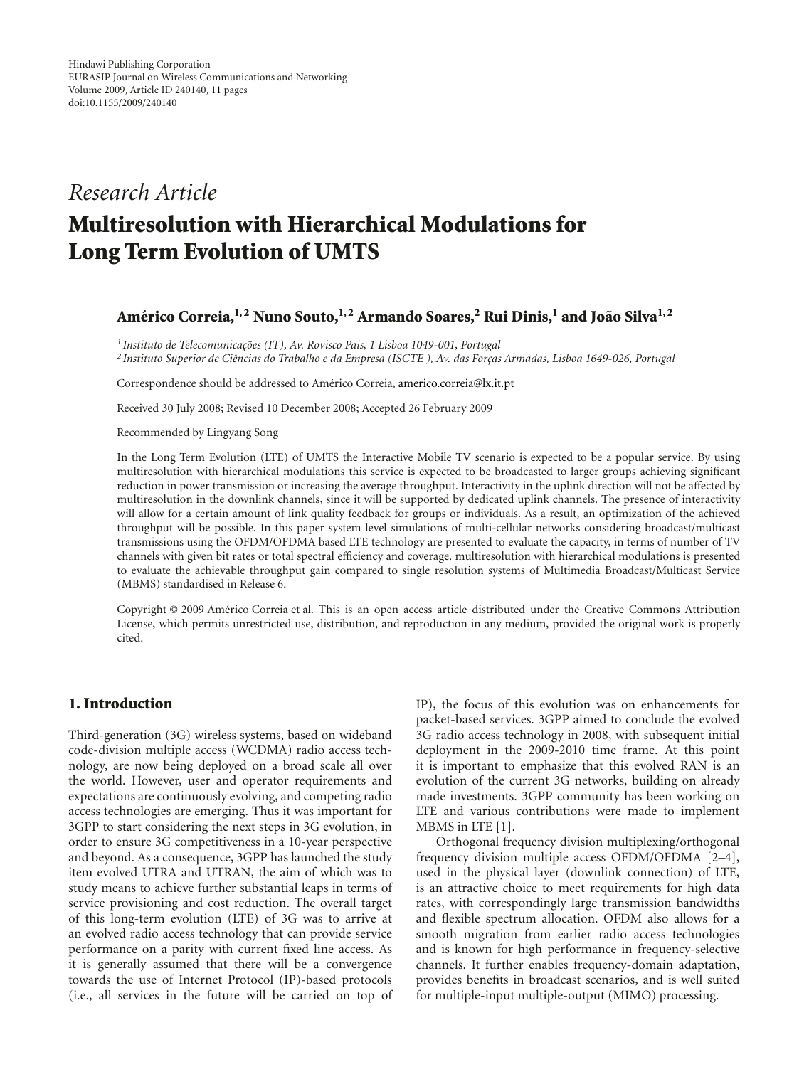Hindawi Publishing Corporation
EURASIP Journal on Wireless Communications and Networking
Volume 2009, Article ID 240140, 11 pages
doi:10.1155/2009/240140

*Research Article*

# Multiresolution with Hierarchical Modulations for Long Term Evolution of UMTS

**Américo Correia,[1,2] Nuno Souto,[1,2] Armando Soares,[2] Rui Dinis,[1] and João Silva[1,2]**

[1] *Instituto de Telecomunicações (IT), Av. Rovisco Pais, 1 Lisboa 1049-001, Portugal*
[2] *Instituto Superior de Ciências do Trabalho e da Empresa (ISCTE ), Av. das Forças Armadas, Lisboa 1649-026, Portugal*

Correspondence should be addressed to Américo Correia, americo.correia@lx.it.pt

Received 30 July 2008; Revised 10 December 2008; Accepted 26 February 2009

Recommended by Lingyang Song

In the Long Term Evolution (LTE) of UMTS the Interactive Mobile TV scenario is expected to be a popular service. By using multiresolution with hierarchical modulations this service is expected to be broadcasted to larger groups achieving significant reduction in power transmission or increasing the average throughput. Interactivity in the uplink direction will not be affected by multiresolution in the downlink channels, since it will be supported by dedicated uplink channels. The presence of interactivity will allow for a certain amount of link quality feedback for groups or individuals. As a result, an optimization of the achieved throughput will be possible. In this paper system level simulations of multi-cellular networks considering broadcast/multicast transmissions using the OFDM/OFDMA based LTE technology are presented to evaluate the capacity, in terms of number of TV channels with given bit rates or total spectral efficiency and coverage. multiresolution with hierarchical modulations is presented to evaluate the achievable throughput gain compared to single resolution systems of Multimedia Broadcast/Multicast Service (MBMS) standardised in Release 6.

Copyright © 2009 Américo Correia et al. This is an open access article distributed under the Creative Commons Attribution License, which permits unrestricted use, distribution, and reproduction in any medium, provided the original work is properly cited.

## 1. Introduction

Third-generation (3G) wireless systems, based on wideband code-division multiple access (WCDMA) radio access technology, are now being deployed on a broad scale all over the world. However, user and operator requirements and expectations are continuously evolving, and competing radio access technologies are emerging. Thus it was important for 3GPP to start considering the next steps in 3G evolution, in order to ensure 3G competitiveness in a 10-year perspective and beyond. As a consequence, 3GPP has launched the study item evolved UTRA and UTRAN, the aim of which was to study means to achieve further substantial leaps in terms of service provisioning and cost reduction. The overall target of this long-term evolution (LTE) of 3G was to arrive at an evolved radio access technology that can provide service performance on a parity with current fixed line access. As it is generally assumed that there will be a convergence towards the use of Internet Protocol (IP)-based protocols (i.e., all services in the future will be carried on top of IP), the focus of this evolution was on enhancements for packet-based services. 3GPP aimed to conclude the evolved 3G radio access technology in 2008, with subsequent initial deployment in the 2009-2010 time frame. At this point it is important to emphasize that this evolved RAN is an evolution of the current 3G networks, building on already made investments. 3GPP community has been working on LTE and various contributions were made to implement MBMS in LTE [1].

Orthogonal frequency division multiplexing/orthogonal frequency division multiple access OFDM/OFDMA [2–4], used in the physical layer (downlink connection) of LTE, is an attractive choice to meet requirements for high data rates, with correspondingly large transmission bandwidths and flexible spectrum allocation. OFDM also allows for a smooth migration from earlier radio access technologies and is known for high performance in frequency-selective channels. It further enables frequency-domain adaptation, provides benefits in broadcast scenarios, and is well suited for multiple-input multiple-output (MIMO) processing.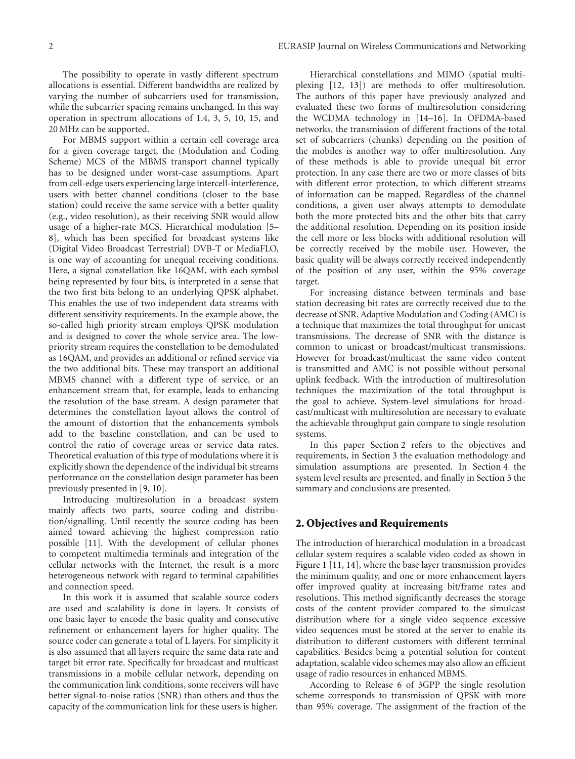The possibility to operate in vastly different spectrum allocations is essential. Different bandwidths are realized by varying the number of subcarriers used for transmission, while the subcarrier spacing remains unchanged. In this way operation in spectrum allocations of 1.4, 3, 5, 10, 15, and 20 MHz can be supported.

For MBMS support within a certain cell coverage area for a given coverage target, the (Modulation and Coding Scheme) MCS of the MBMS transport channel typically has to be designed under worst-case assumptions. Apart from cell-edge users experiencing large intercell-interference, users with better channel conditions (closer to the base station) could receive the same service with a better quality (e.g., video resolution), as their receiving SNR would allow usage of a higher-rate MCS. Hierarchical modulation [5–8], which has been specified for broadcast systems like (Digital Video Broadcast Terrestrial) DVB-T or MediaFLO, is one way of accounting for unequal receiving conditions. Here, a signal constellation like 16QAM, with each symbol being represented by four bits, is interpreted in a sense that the two first bits belong to an underlying QPSK alphabet. This enables the use of two independent data streams with different sensitivity requirements. In the example above, the so-called high priority stream employs QPSK modulation and is designed to cover the whole service area. The low-priority stream requires the constellation to be demodulated as 16QAM, and provides an additional or refined service via the two additional bits. These may transport an additional MBMS channel with a different type of service, or an enhancement stream that, for example, leads to enhancing the resolution of the base stream. A design parameter that determines the constellation layout allows the control of the amount of distortion that the enhancements symbols add to the baseline constellation, and can be used to control the ratio of coverage areas or service data rates. Theoretical evaluation of this type of modulations where it is explicitly shown the dependence of the individual bit streams performance on the constellation design parameter has been previously presented in [9, 10].

Introducing multiresolution in a broadcast system mainly affects two parts, source coding and distribution/signalling. Until recently the source coding has been aimed toward achieving the highest compression ratio possible [11]. With the development of cellular phones to competent multimedia terminals and integration of the cellular networks with the Internet, the result is a more heterogeneous network with regard to terminal capabilities and connection speed.

In this work it is assumed that scalable source coders are used and scalability is done in layers. It consists of one basic layer to encode the basic quality and consecutive refinement or enhancement layers for higher quality. The source coder can generate a total of L layers. For simplicity it is also assumed that all layers require the same data rate and target bit error rate. Specifically for broadcast and multicast transmissions in a mobile cellular network, depending on the communication link conditions, some receivers will have better signal-to-noise ratios (SNR) than others and thus the capacity of the communication link for these users is higher.

Hierarchical constellations and MIMO (spatial multiplexing [12, 13]) are methods to offer multiresolution. The authors of this paper have previously analyzed and evaluated these two forms of multiresolution considering the WCDMA technology in [14–16]. In OFDMA-based networks, the transmission of different fractions of the total set of subcarriers (chunks) depending on the position of the mobiles is another way to offer multiresolution. Any of these methods is able to provide unequal bit error protection. In any case there are two or more classes of bits with different error protection, to which different streams of information can be mapped. Regardless of the channel conditions, a given user always attempts to demodulate both the more protected bits and the other bits that carry the additional resolution. Depending on its position inside the cell more or less blocks with additional resolution will be correctly received by the mobile user. However, the basic quality will be always correctly received independently of the position of any user, within the 95% coverage target.

For increasing distance between terminals and base station decreasing bit rates are correctly received due to the decrease of SNR. Adaptive Modulation and Coding (AMC) is a technique that maximizes the total throughput for unicast transmissions. The decrease of SNR with the distance is common to unicast or broadcast/multicast transmissions. However for broadcast/multicast the same video content is transmitted and AMC is not possible without personal uplink feedback. With the introduction of multiresolution techniques the maximization of the total throughput is the goal to achieve. System-level simulations for broadcast/multicast with multiresolution are necessary to evaluate the achievable throughput gain compare to single resolution systems.

In this paper Section 2 refers to the objectives and requirements, in Section 3 the evaluation methodology and simulation assumptions are presented. In Section 4 the system level results are presented, and finally in Section 5 the summary and conclusions are presented.

## 2. Objectives and Requirements

The introduction of hierarchical modulation in a broadcast cellular system requires a scalable video coded as shown in Figure 1 [11, 14], where the base layer transmission provides the minimum quality, and one or more enhancement layers offer improved quality at increasing bit/frame rates and resolutions. This method significantly decreases the storage costs of the content provider compared to the simulcast distribution where for a single video sequence excessive video sequences must be stored at the server to enable its distribution to different customers with different terminal capabilities. Besides being a potential solution for content adaptation, scalable video schemes may also allow an efficient usage of radio resources in enhanced MBMS.

According to Release 6 of 3GPP the single resolution scheme corresponds to transmission of QPSK with more than 95% coverage. The assignment of the fraction of the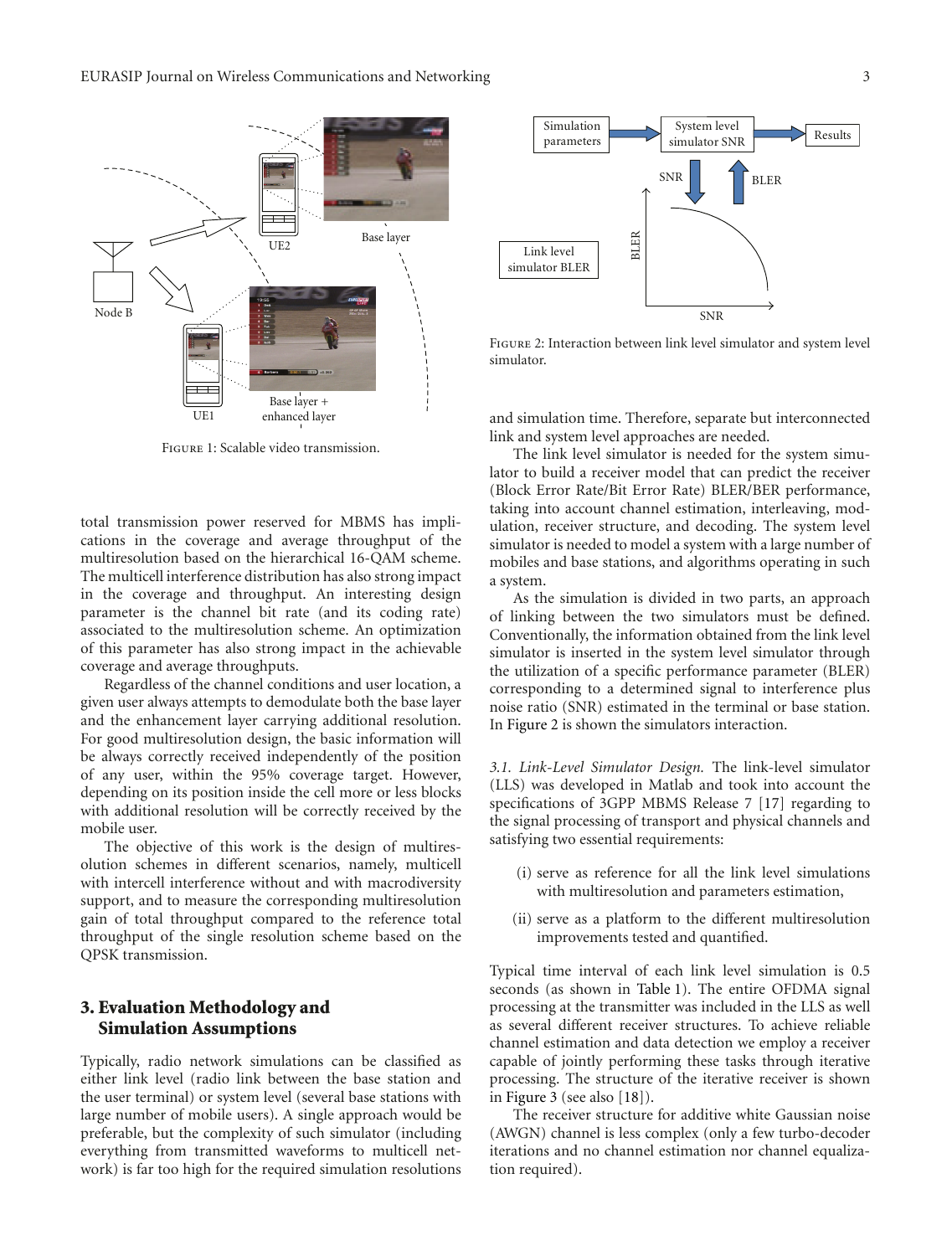Figure 1: Scalable video transmission.

total transmission power reserved for MBMS has implications in the coverage and average throughput of the multiresolution based on the hierarchical 16-QAM scheme. The multicell interference distribution has also strong impact in the coverage and throughput. An interesting design parameter is the channel bit rate (and its coding rate) associated to the multiresolution scheme. An optimization of this parameter has also strong impact in the achievable coverage and average throughputs.

Regardless of the channel conditions and user location, a given user always attempts to demodulate both the base layer and the enhancement layer carrying additional resolution. For good multiresolution design, the basic information will be always correctly received independently of the position of any user, within the 95% coverage target. However, depending on its position inside the cell more or less blocks with additional resolution will be correctly received by the mobile user.

The objective of this work is the design of multiresolution schemes in different scenarios, namely, multicell with intercell interference without and with macrodiversity support, and to measure the corresponding multiresolution gain of total throughput compared to the reference total throughput of the single resolution scheme based on the QPSK transmission.

## 3. Evaluation Methodology and Simulation Assumptions

Typically, radio network simulations can be classified as either link level (radio link between the base station and the user terminal) or system level (several base stations with large number of mobile users). A single approach would be preferable, but the complexity of such simulator (including everything from transmitted waveforms to multicell network) is far too high for the required simulation resolutions and simulation time. Therefore, separate but interconnected link and system level approaches are needed.

Figure 2: Interaction between link level simulator and system level simulator.

The link level simulator is needed for the system simulator to build a receiver model that can predict the receiver (Block Error Rate/Bit Error Rate) BLER/BER performance, taking into account channel estimation, interleaving, modulation, receiver structure, and decoding. The system level simulator is needed to model a system with a large number of mobiles and base stations, and algorithms operating in such a system.

As the simulation is divided in two parts, an approach of linking between the two simulators must be defined. Conventionally, the information obtained from the link level simulator is inserted in the system level simulator through the utilization of a specific performance parameter (BLER) corresponding to a determined signal to interference plus noise ratio (SNR) estimated in the terminal or base station. In Figure 2 is shown the simulators interaction.

*3.1. Link-Level Simulator Design.* The link-level simulator (LLS) was developed in Matlab and took into account the specifications of 3GPP MBMS Release 7 [17] regarding to the signal processing of transport and physical channels and satisfying two essential requirements:

(i) serve as reference for all the link level simulations with multiresolution and parameters estimation,

(ii) serve as a platform to the different multiresolution improvements tested and quantified.

Typical time interval of each link level simulation is 0.5 seconds (as shown in Table 1). The entire OFDMA signal processing at the transmitter was included in the LLS as well as several different receiver structures. To achieve reliable channel estimation and data detection we employ a receiver capable of jointly performing these tasks through iterative processing. The structure of the iterative receiver is shown in Figure 3 (see also [18]).

The receiver structure for additive white Gaussian noise (AWGN) channel is less complex (only a few turbo-decoder iterations and no channel estimation nor channel equalization required).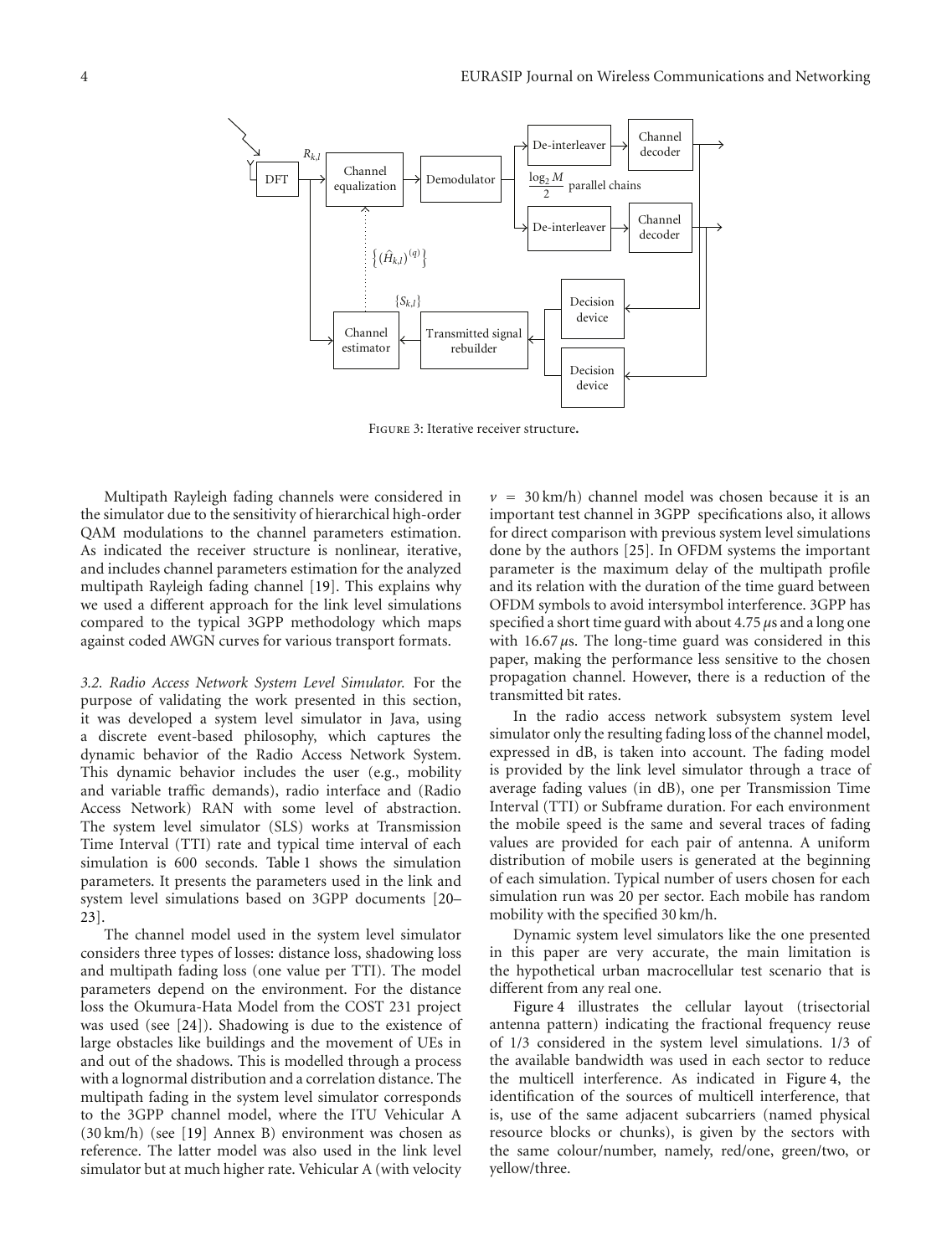Figure 3: Iterative receiver structure.

Multipath Rayleigh fading channels were considered in the simulator due to the sensitivity of hierarchical high-order QAM modulations to the channel parameters estimation. As indicated the receiver structure is nonlinear, iterative, and includes channel parameters estimation for the analyzed multipath Rayleigh fading channel [19]. This explains why we used a different approach for the link level simulations compared to the typical 3GPP methodology which maps against coded AWGN curves for various transport formats.

*3.2. Radio Access Network System Level Simulator.* For the purpose of validating the work presented in this section, it was developed a system level simulator in Java, using a discrete event-based philosophy, which captures the dynamic behavior of the Radio Access Network System. This dynamic behavior includes the user (e.g., mobility and variable traffic demands), radio interface and (Radio Access Network) RAN with some level of abstraction. The system level simulator (SLS) works at Transmission Time Interval (TTI) rate and typical time interval of each simulation is 600 seconds. Table 1 shows the simulation parameters. It presents the parameters used in the link and system level simulations based on 3GPP documents [20–23].

The channel model used in the system level simulator considers three types of losses: distance loss, shadowing loss and multipath fading loss (one value per TTI). The model parameters depend on the environment. For the distance loss the Okumura-Hata Model from the COST 231 project was used (see [24]). Shadowing is due to the existence of large obstacles like buildings and the movement of UEs in and out of the shadows. This is modelled through a process with a lognormal distribution and a correlation distance. The multipath fading in the system level simulator corresponds to the 3GPP channel model, where the ITU Vehicular A (30 km/h) (see [19] Annex B) environment was chosen as reference. The latter model was also used in the link level simulator but at much higher rate. Vehicular A (with velocity $v = 30$ km/h) channel model was chosen because it is an important test channel in 3GPP specifications also, it allows for direct comparison with previous system level simulations done by the authors [25]. In OFDM systems the important parameter is the maximum delay of the multipath profile and its relation with the duration of the time guard between OFDM symbols to avoid intersymbol interference. 3GPP has specified a short time guard with about 4.75 $\mu$s and a long one with 16.67 $\mu$s. The long-time guard was considered in this paper, making the performance less sensitive to the chosen propagation channel. However, there is a reduction of the transmitted bit rates.

In the radio access network subsystem system level simulator only the resulting fading loss of the channel model, expressed in dB, is taken into account. The fading model is provided by the link level simulator through a trace of average fading values (in dB), one per Transmission Time Interval (TTI) or Subframe duration. For each environment the mobile speed is the same and several traces of fading values are provided for each pair of antenna. A uniform distribution of mobile users is generated at the beginning of each simulation. Typical number of users chosen for each simulation run was 20 per sector. Each mobile has random mobility with the specified 30 km/h.

Dynamic system level simulators like the one presented in this paper are very accurate, the main limitation is the hypothetical urban macrocellular test scenario that is different from any real one.

Figure 4 illustrates the cellular layout (trisectorial antenna pattern) indicating the fractional frequency reuse of 1/3 considered in the system level simulations. 1/3 of the available bandwidth was used in each sector to reduce the multicell interference. As indicated in Figure 4, the identification of the sources of multicell interference, that is, use of the same adjacent subcarriers (named physical resource blocks or chunks), is given by the sectors with the same colour/number, namely, red/one, green/two, or yellow/three.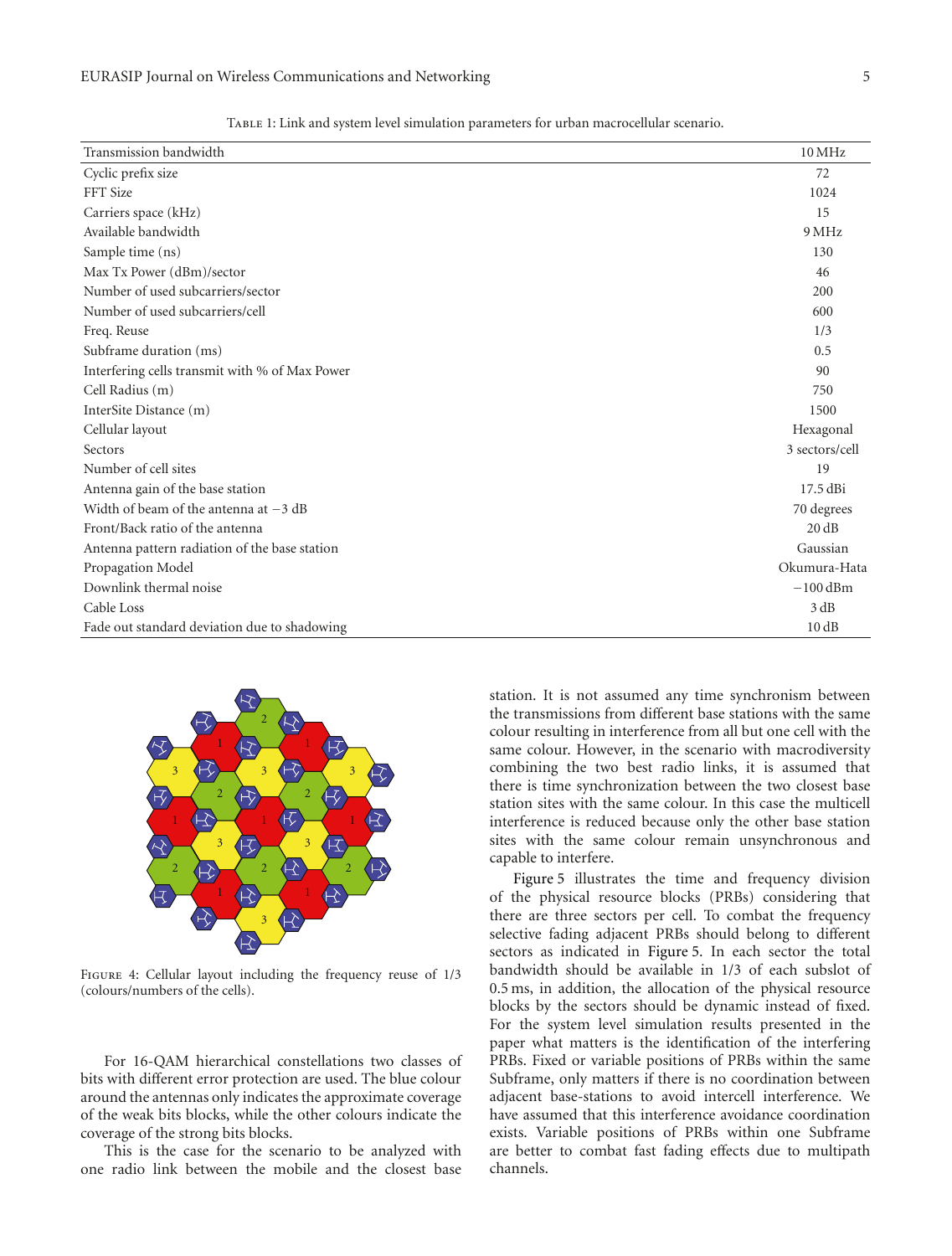Table 1: Link and system level simulation parameters for urban macrocellular scenario.

| Transmission bandwidth | 10 MHz |
|---|---|
| Cyclic prefix size | 72 |
| FFT Size | 1024 |
| Carriers space (kHz) | 15 |
| Available bandwidth | 9 MHz |
| Sample time (ns) | 130 |
| Max Tx Power (dBm)/sector | 46 |
| Number of used subcarriers/sector | 200 |
| Number of used subcarriers/cell | 600 |
| Freq. Reuse | 1/3 |
| Subframe duration (ms) | 0.5 |
| Interfering cells transmit with % of Max Power | 90 |
| Cell Radius (m) | 750 |
| InterSite Distance (m) | 1500 |
| Cellular layout | Hexagonal |
| Sectors | 3 sectors/cell |
| Number of cell sites | 19 |
| Antenna gain of the base station | 17.5 dBi |
| Width of beam of the antenna at −3 dB | 70 degrees |
| Front/Back ratio of the antenna | 20 dB |
| Antenna pattern radiation of the base station | Gaussian |
| Propagation Model | Okumura-Hata |
| Downlink thermal noise | −100 dBm |
| Cable Loss | 3 dB |
| Fade out standard deviation due to shadowing | 10 dB |

Figure 4: Cellular layout including the frequency reuse of 1/3 (colours/numbers of the cells).

For 16-QAM hierarchical constellations two classes of bits with different error protection are used. The blue colour around the antennas only indicates the approximate coverage of the weak bits blocks, while the other colours indicate the coverage of the strong bits blocks.

This is the case for the scenario to be analyzed with one radio link between the mobile and the closest base station. It is not assumed any time synchronism between the transmissions from different base stations with the same colour resulting in interference from all but one cell with the same colour. However, in the scenario with macrodiversity combining the two best radio links, it is assumed that there is time synchronization between the two closest base station sites with the same colour. In this case the multicell interference is reduced because only the other base station sites with the same colour remain unsynchronous and capable to interfere.

Figure 5 illustrates the time and frequency division of the physical resource blocks (PRBs) considering that there are three sectors per cell. To combat the frequency selective fading adjacent PRBs should belong to different sectors as indicated in Figure 5. In each sector the total bandwidth should be available in 1/3 of each subslot of 0.5 ms, in addition, the allocation of the physical resource blocks by the sectors should be dynamic instead of fixed. For the system level simulation results presented in the paper what matters is the identification of the interfering PRBs. Fixed or variable positions of PRBs within the same Subframe, only matters if there is no coordination between adjacent base-stations to avoid intercell interference. We have assumed that this interference avoidance coordination exists. Variable positions of PRBs within one Subframe are better to combat fast fading effects due to multipath channels.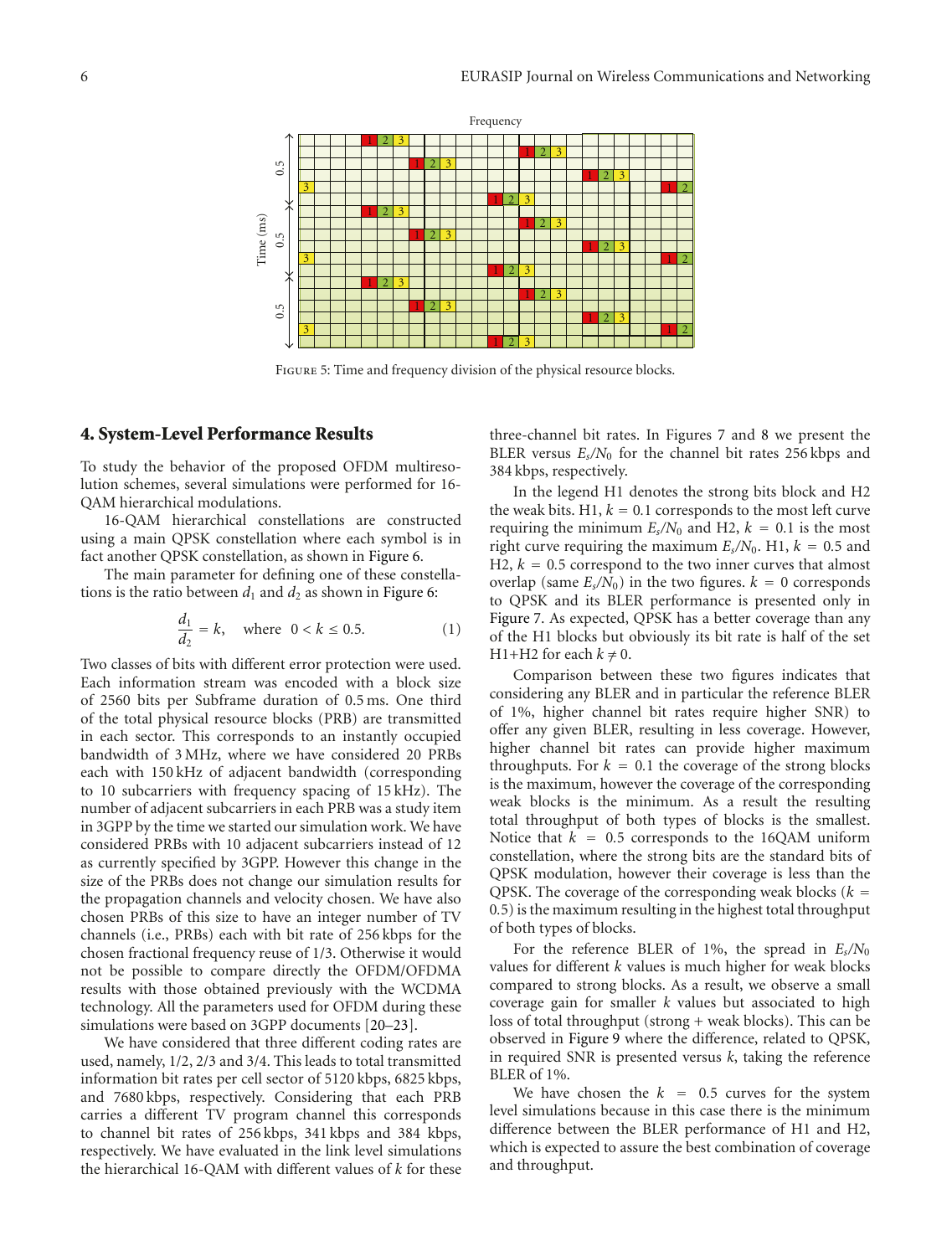Figure 5: Time and frequency division of the physical resource blocks.

## 4. System-Level Performance Results

To study the behavior of the proposed OFDM multiresolution schemes, several simulations were performed for 16-QAM hierarchical modulations.

16-QAM hierarchical constellations are constructed using a main QPSK constellation where each symbol is in fact another QPSK constellation, as shown in Figure 6.

The main parameter for defining one of these constellations is the ratio between $d_1$ and $d_2$ as shown in Figure 6:

$$\frac{d_1}{d_2} = k, \quad \text{where} \quad 0 < k \leq 0.5. \tag{1}$$

Two classes of bits with different error protection were used. Each information stream was encoded with a block size of 2560 bits per Subframe duration of 0.5 ms. One third of the total physical resource blocks (PRB) are transmitted in each sector. This corresponds to an instantly occupied bandwidth of 3 MHz, where we have considered 20 PRBs each with 150 kHz of adjacent bandwidth (corresponding to 10 subcarriers with frequency spacing of 15 kHz). The number of adjacent subcarriers in each PRB was a study item in 3GPP by the time we started our simulation work. We have considered PRBs with 10 adjacent subcarriers instead of 12 as currently specified by 3GPP. However this change in the size of the PRBs does not change our simulation results for the propagation channels and velocity chosen. We have also chosen PRBs of this size to have an integer number of TV channels (i.e., PRBs) each with bit rate of 256 kbps for the chosen fractional frequency reuse of 1/3. Otherwise it would not be possible to compare directly the OFDM/OFDMA results with those obtained previously with the WCDMA technology. All the parameters used for OFDM during these simulations were based on 3GPP documents [20–23].

We have considered that three different coding rates are used, namely, 1/2, 2/3 and 3/4. This leads to total transmitted information bit rates per cell sector of 5120 kbps, 6825 kbps, and 7680 kbps, respectively. Considering that each PRB carries a different TV program channel this corresponds to channel bit rates of 256 kbps, 341 kbps and 384 kbps, respectively. We have evaluated in the link level simulations the hierarchical 16-QAM with different values of $k$ for these three-channel bit rates. In Figures 7 and 8 we present the BLER versus $E_s/N_0$ for the channel bit rates 256 kbps and 384 kbps, respectively.

In the legend H1 denotes the strong bits block and H2 the weak bits. H1, $k = 0.1$ corresponds to the most left curve requiring the minimum $E_s/N_0$ and H2, $k = 0.1$ is the most right curve requiring the maximum $E_s/N_0$. H1, $k = 0.5$ and H2, $k = 0.5$ correspond to the two inner curves that almost overlap (same $E_s/N_0$) in the two figures. $k = 0$ corresponds to QPSK and its BLER performance is presented only in Figure 7. As expected, QPSK has a better coverage than any of the H1 blocks but obviously its bit rate is half of the set H1+H2 for each $k \neq 0$.

Comparison between these two figures indicates that considering any BLER and in particular the reference BLER of 1%, higher channel bit rates require higher SNR) to offer any given BLER, resulting in less coverage. However, higher channel bit rates can provide higher maximum throughputs. For $k = 0.1$ the coverage of the strong blocks is the maximum, however the coverage of the corresponding weak blocks is the minimum. As a result the resulting total throughput of both types of blocks is the smallest. Notice that $k = 0.5$ corresponds to the 16QAM uniform constellation, where the strong bits are the standard bits of QPSK modulation, however their coverage is less than the QPSK. The coverage of the corresponding weak blocks ($k = 0.5$) is the maximum resulting in the highest total throughput of both types of blocks.

For the reference BLER of 1%, the spread in $E_s/N_0$ values for different $k$ values is much higher for weak blocks compared to strong blocks. As a result, we observe a small coverage gain for smaller $k$ values but associated to high loss of total throughput (strong + weak blocks). This can be observed in Figure 9 where the difference, related to QPSK, in required SNR is presented versus $k$, taking the reference BLER of 1%.

We have chosen the $k = 0.5$ curves for the system level simulations because in this case there is the minimum difference between the BLER performance of H1 and H2, which is expected to assure the best combination of coverage and throughput.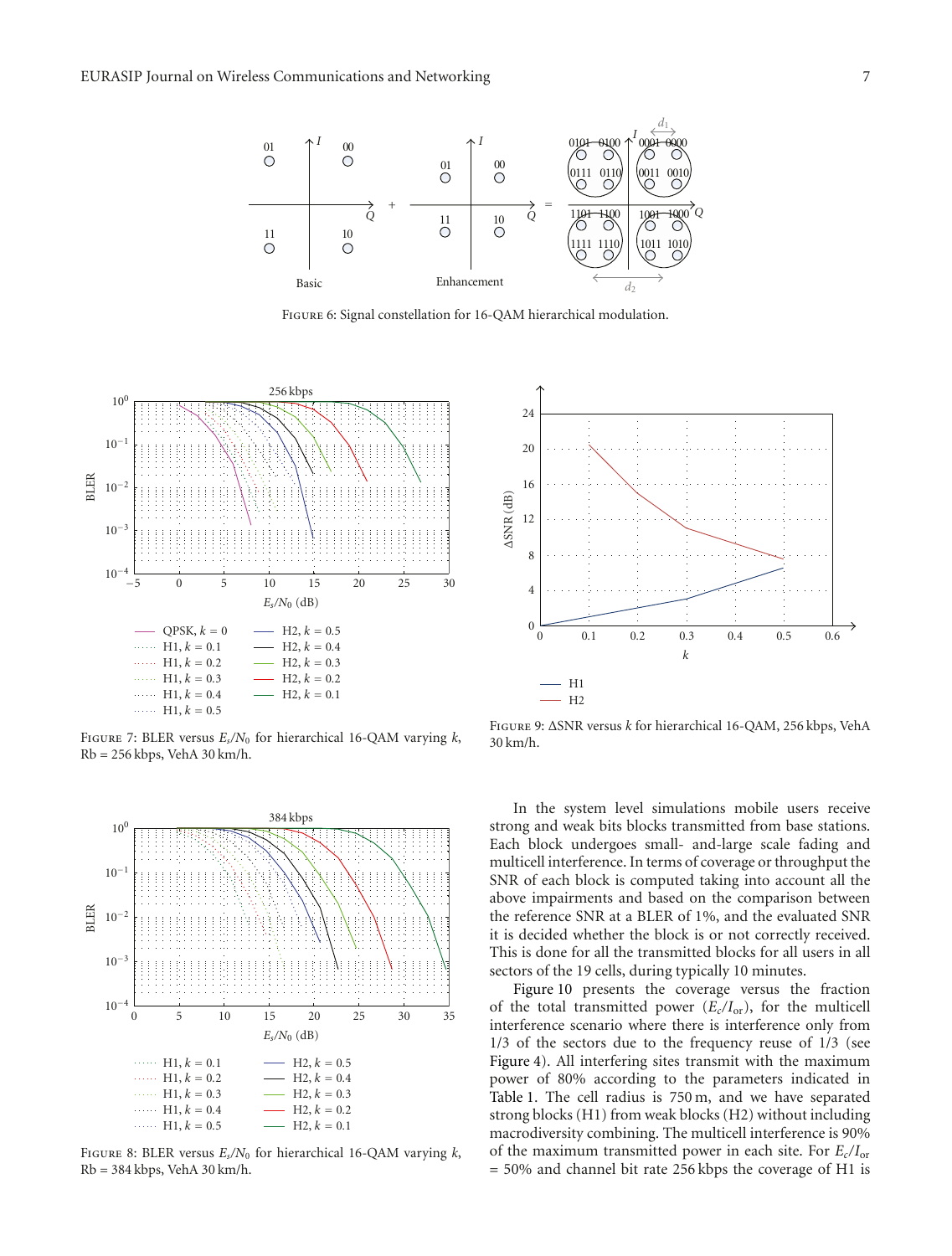Figure 6: Signal constellation for 16-QAM hierarchical modulation.

Figure 7: BLER versus $E_s/N_0$ for hierarchical 16-QAM varying $k$, Rb = 256 kbps, VehA 30 km/h.

Figure 8: BLER versus $E_s/N_0$ for hierarchical 16-QAM varying $k$, Rb = 384 kbps, VehA 30 km/h.

Figure 9: ΔSNR versus $k$ for hierarchical 16-QAM, 256 kbps, VehA 30 km/h.

In the system level simulations mobile users receive strong and weak bits blocks transmitted from base stations. Each block undergoes small- and-large scale fading and multicell interference. In terms of coverage or throughput the SNR of each block is computed taking into account all the above impairments and based on the comparison between the reference SNR at a BLER of 1%, and the evaluated SNR it is decided whether the block is or not correctly received. This is done for all the transmitted blocks for all users in all sectors of the 19 cells, during typically 10 minutes.

Figure 10 presents the coverage versus the fraction of the total transmitted power ($E_c/I_{or}$), for the multicell interference scenario where there is interference only from 1/3 of the sectors due to the frequency reuse of 1/3 (see Figure 4). All interfering sites transmit with the maximum power of 80% according to the parameters indicated in Table 1. The cell radius is 750 m, and we have separated strong blocks (H1) from weak blocks (H2) without including macrodiversity combining. The multicell interference is 90% of the maximum transmitted power in each site. For $E_c/I_{or}$ = 50% and channel bit rate 256 kbps the coverage of H1 is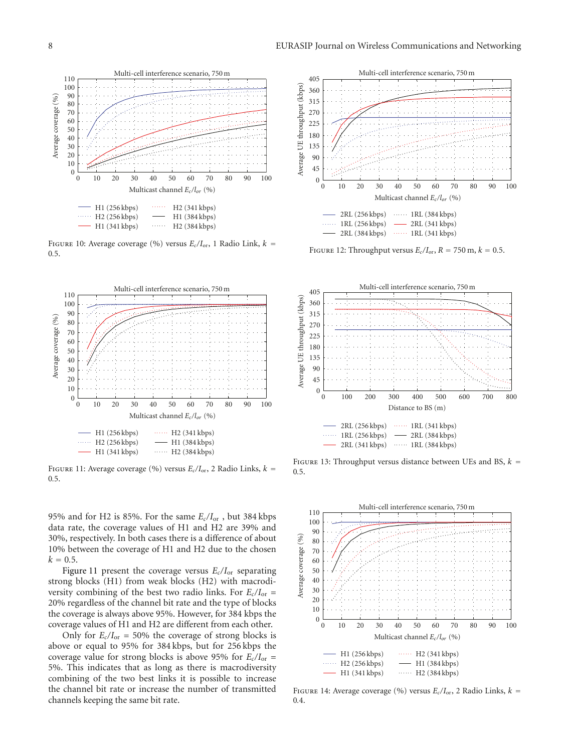Figure 10: Average coverage (%) versus $E_c/I_{or}$, 1 Radio Link, $k = 0.5$.

Figure 11: Average coverage (%) versus $E_c/I_{or}$, 2 Radio Links, $k = 0.5$.

95% and for H2 is 85%. For the same $E_c/I_{or}$ , but 384 kbps data rate, the coverage values of H1 and H2 are 39% and 30%, respectively. In both cases there is a difference of about 10% between the coverage of H1 and H2 due to the chosen $k = 0.5$.

Figure 11 present the coverage versus $E_c/I_{or}$ separating strong blocks (H1) from weak blocks (H2) with macrodiversity combining of the best two radio links. For $E_c/I_{or}$ = 20% regardless of the channel bit rate and the type of blocks the coverage is always above 95%. However, for 384 kbps the coverage values of H1 and H2 are different from each other.

Only for $E_c/I_{or}$ = 50% the coverage of strong blocks is above or equal to 95% for 384 kbps, but for 256 kbps the coverage value for strong blocks is above 95% for $E_c/I_{or}$ = 5%. This indicates that as long as there is macrodiversity combining of the two best links it is possible to increase the channel bit rate or increase the number of transmitted channels keeping the same bit rate.

Figure 12: Throughput versus $E_c/I_{or}$, $R = 750$ m, $k = 0.5$.

Figure 13: Throughput versus distance between UEs and BS, $k = 0.5$.

Figure 14: Average coverage (%) versus $E_c/I_{or}$, 2 Radio Links, $k = 0.4$.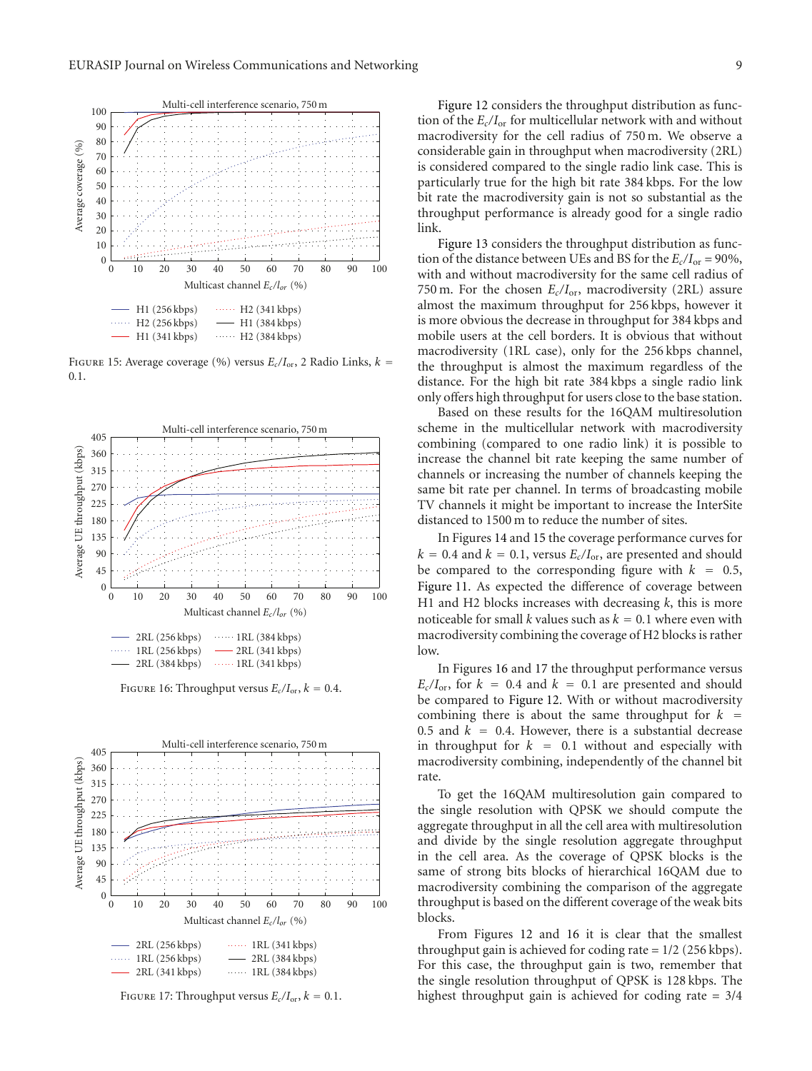Figure 15: Average coverage (%) versus $E_c/I_{or}$, 2 Radio Links, $k = 0.1$.

Figure 16: Throughput versus $E_c/I_{or}$, $k = 0.4$.

Figure 17: Throughput versus $E_c/I_{or}$, $k = 0.1$.

Figure 12 considers the throughput distribution as function of the $E_c/I_{or}$ for multicellular network with and without macrodiversity for the cell radius of 750 m. We observe a considerable gain in throughput when macrodiversity (2RL) is considered compared to the single radio link case. This is particularly true for the high bit rate 384 kbps. For the low bit rate the macrodiversity gain is not so substantial as the throughput performance is already good for a single radio link.

Figure 13 considers the throughput distribution as function of the distance between UEs and BS for the $E_c/I_{or} = 90\%$, with and without macrodiversity for the same cell radius of 750 m. For the chosen $E_c/I_{or}$, macrodiversity (2RL) assure almost the maximum throughput for 256 kbps, however it is more obvious the decrease in throughput for 384 kbps and mobile users at the cell borders. It is obvious that without macrodiversity (1RL case), only for the 256 kbps channel, the throughput is almost the maximum regardless of the distance. For the high bit rate 384 kbps a single radio link only offers high throughput for users close to the base station.

Based on these results for the 16QAM multiresolution scheme in the multicellular network with macrodiversity combining (compared to one radio link) it is possible to increase the channel bit rate keeping the same number of channels or increasing the number of channels keeping the same bit rate per channel. In terms of broadcasting mobile TV channels it might be important to increase the InterSite distanced to 1500 m to reduce the number of sites.

In Figures 14 and 15 the coverage performance curves for $k = 0.4$ and $k = 0.1$, versus $E_c/I_{or}$, are presented and should be compared to the corresponding figure with $k = 0.5$, Figure 11. As expected the difference of coverage between H1 and H2 blocks increases with decreasing $k$, this is more noticeable for small $k$ values such as $k = 0.1$ where even with macrodiversity combining the coverage of H2 blocks is rather low.

In Figures 16 and 17 the throughput performance versus $E_c/I_{or}$, for $k = 0.4$ and $k = 0.1$ are presented and should be compared to Figure 12. With or without macrodiversity combining there is about the same throughput for $k = 0.5$ and $k = 0.4$. However, there is a substantial decrease in throughput for $k = 0.1$ without and especially with macrodiversity combining, independently of the channel bit rate.

To get the 16QAM multiresolution gain compared to the single resolution with QPSK we should compute the aggregate throughput in all the cell area with multiresolution and divide by the single resolution aggregate throughput in the cell area. As the coverage of QPSK blocks is the same of strong bits blocks of hierarchical 16QAM due to macrodiversity combining the comparison of the aggregate throughput is based on the different coverage of the weak bits blocks.

From Figures 12 and 16 it is clear that the smallest throughput gain is achieved for coding rate = 1/2 (256 kbps). For this case, the throughput gain is two, remember that the single resolution throughput of QPSK is 128 kbps. The highest throughput gain is achieved for coding rate = 3/4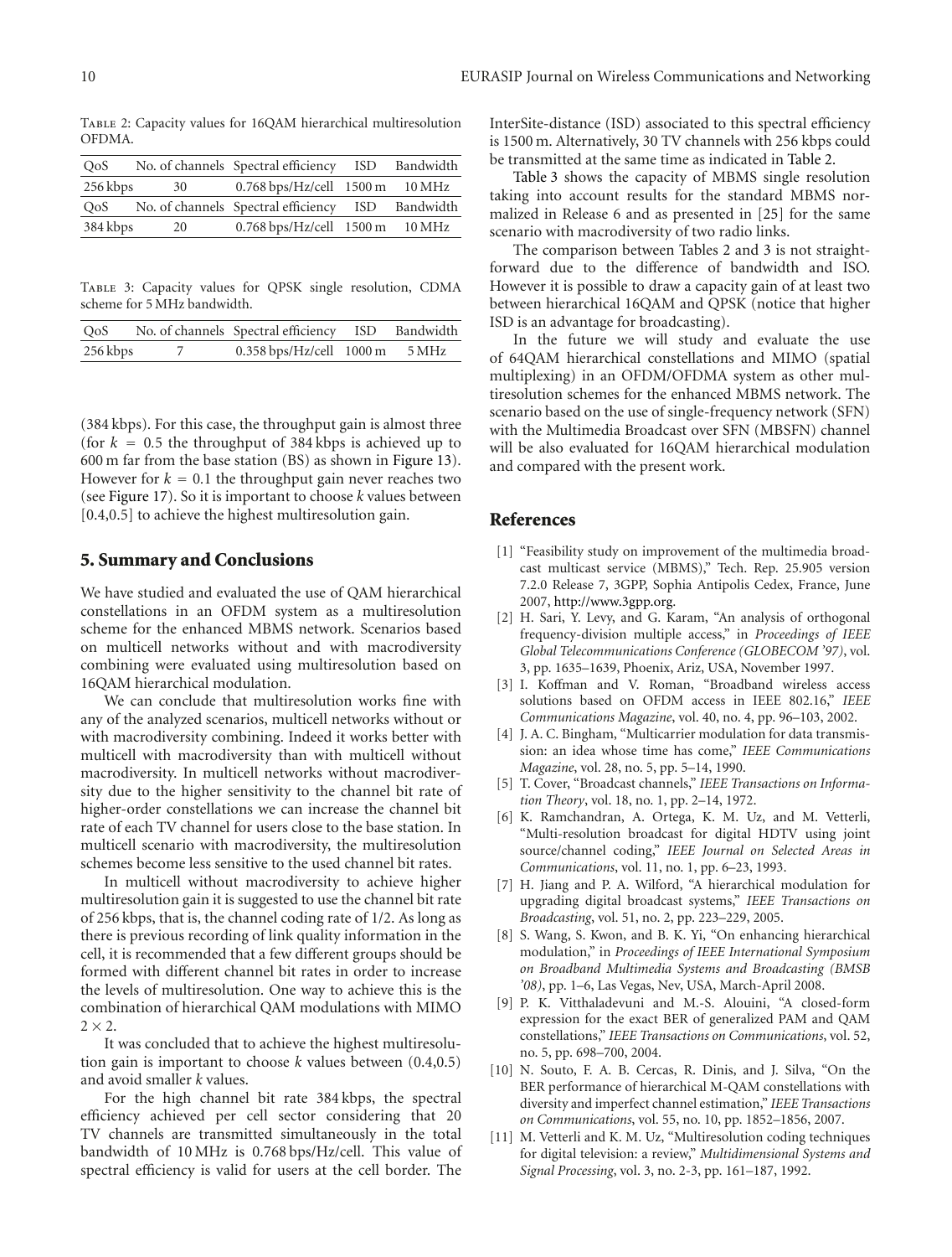Table 2: Capacity values for 16QAM hierarchical multiresolution OFDMA.

| QoS | No. of channels | Spectral efficiency | ISD | Bandwidth |
|---|---|---|---|---|
| 256 kbps | 30 | 0.768 bps/Hz/cell | 1500 m | 10 MHz |
| QoS | No. of channels | Spectral efficiency | ISD | Bandwidth |
| 384 kbps | 20 | 0.768 bps/Hz/cell | 1500 m | 10 MHz |

Table 3: Capacity values for QPSK single resolution, CDMA scheme for 5 MHz bandwidth.

| QoS | No. of channels | Spectral efficiency | ISD | Bandwidth |
|---|---|---|---|---|
| 256 kbps | 7 | 0.358 bps/Hz/cell | 1000 m | 5 MHz |

(384 kbps). For this case, the throughput gain is almost three (for $k = 0.5$ the throughput of 384 kbps is achieved up to 600 m far from the base station (BS) as shown in Figure 13). However for $k = 0.1$ the throughput gain never reaches two (see Figure 17). So it is important to choose $k$ values between [0.4,0.5] to achieve the highest multiresolution gain.

## 5. Summary and Conclusions

We have studied and evaluated the use of QAM hierarchical constellations in an OFDM system as a multiresolution scheme for the enhanced MBMS network. Scenarios based on multicell networks without and with macrodiversity combining were evaluated using multiresolution based on 16QAM hierarchical modulation.

We can conclude that multiresolution works fine with any of the analyzed scenarios, multicell networks without or with macrodiversity combining. Indeed it works better with multicell with macrodiversity than with multicell without macrodiversity. In multicell networks without macrodiversity due to the higher sensitivity to the channel bit rate of higher-order constellations we can increase the channel bit rate of each TV channel for users close to the base station. In multicell scenario with macrodiversity, the multiresolution schemes become less sensitive to the used channel bit rates.

In multicell without macrodiversity to achieve higher multiresolution gain it is suggested to use the channel bit rate of 256 kbps, that is, the channel coding rate of 1/2. As long as there is previous recording of link quality information in the cell, it is recommended that a few different groups should be formed with different channel bit rates in order to increase the levels of multiresolution. One way to achieve this is the combination of hierarchical QAM modulations with MIMO $2 \times 2$.

It was concluded that to achieve the highest multiresolution gain is important to choose $k$ values between (0.4,0.5) and avoid smaller $k$ values.

For the high channel bit rate 384 kbps, the spectral efficiency achieved per cell sector considering that 20 TV channels are transmitted simultaneously in the total bandwidth of 10 MHz is 0.768 bps/Hz/cell. This value of spectral efficiency is valid for users at the cell border. The InterSite-distance (ISD) associated to this spectral efficiency is 1500 m. Alternatively, 30 TV channels with 256 kbps could be transmitted at the same time as indicated in Table 2.

Table 3 shows the capacity of MBMS single resolution taking into account results for the standard MBMS normalized in Release 6 and as presented in [25] for the same scenario with macrodiversity of two radio links.

The comparison between Tables 2 and 3 is not straightforward due to the difference of bandwidth and ISO. However it is possible to draw a capacity gain of at least two between hierarchical 16QAM and QPSK (notice that higher ISD is an advantage for broadcasting).

In the future we will study and evaluate the use of 64QAM hierarchical constellations and MIMO (spatial multiplexing) in an OFDM/OFDMA system as other multiresolution schemes for the enhanced MBMS network. The scenario based on the use of single-frequency network (SFN) with the Multimedia Broadcast over SFN (MBSFN) channel will be also evaluated for 16QAM hierarchical modulation and compared with the present work.

## References

[1] "Feasibility study on improvement of the multimedia broadcast multicast service (MBMS)," Tech. Rep. 25.905 version 7.2.0 Release 7, 3GPP, Sophia Antipolis Cedex, France, June 2007, http://www.3gpp.org.

[2] H. Sari, Y. Levy, and G. Karam, "An analysis of orthogonal frequency-division multiple access," in *Proceedings of IEEE Global Telecommunications Conference (GLOBECOM '97)*, vol. 3, pp. 1635–1639, Phoenix, Ariz, USA, November 1997.

[3] I. Koffman and V. Roman, "Broadband wireless access solutions based on OFDM access in IEEE 802.16," *IEEE Communications Magazine*, vol. 40, no. 4, pp. 96–103, 2002.

[4] J. A. C. Bingham, "Multicarrier modulation for data transmission: an idea whose time has come," *IEEE Communications Magazine*, vol. 28, no. 5, pp. 5–14, 1990.

[5] T. Cover, "Broadcast channels," *IEEE Transactions on Information Theory*, vol. 18, no. 1, pp. 2–14, 1972.

[6] K. Ramchandran, A. Ortega, K. M. Uz, and M. Vetterli, "Multi-resolution broadcast for digital HDTV using joint source/channel coding," *IEEE Journal on Selected Areas in Communications*, vol. 11, no. 1, pp. 6–23, 1993.

[7] H. Jiang and P. A. Wilford, "A hierarchical modulation for upgrading digital broadcast systems," *IEEE Transactions on Broadcasting*, vol. 51, no. 2, pp. 223–229, 2005.

[8] S. Wang, S. Kwon, and B. K. Yi, "On enhancing hierarchical modulation," in *Proceedings of IEEE International Symposium on Broadband Multimedia Systems and Broadcasting (BMSB '08)*, pp. 1–6, Las Vegas, Nev, USA, March-April 2008.

[9] P. K. Vitthaladevuni and M.-S. Alouini, "A closed-form expression for the exact BER of generalized PAM and QAM constellations," *IEEE Transactions on Communications*, vol. 52, no. 5, pp. 698–700, 2004.

[10] N. Souto, F. A. B. Cercas, R. Dinis, and J. Silva, "On the BER performance of hierarchical M-QAM constellations with diversity and imperfect channel estimation," *IEEE Transactions on Communications*, vol. 55, no. 10, pp. 1852–1856, 2007.

[11] M. Vetterli and K. M. Uz, "Multiresolution coding techniques for digital television: a review," *Multidimensional Systems and Signal Processing*, vol. 3, no. 2-3, pp. 161–187, 1992.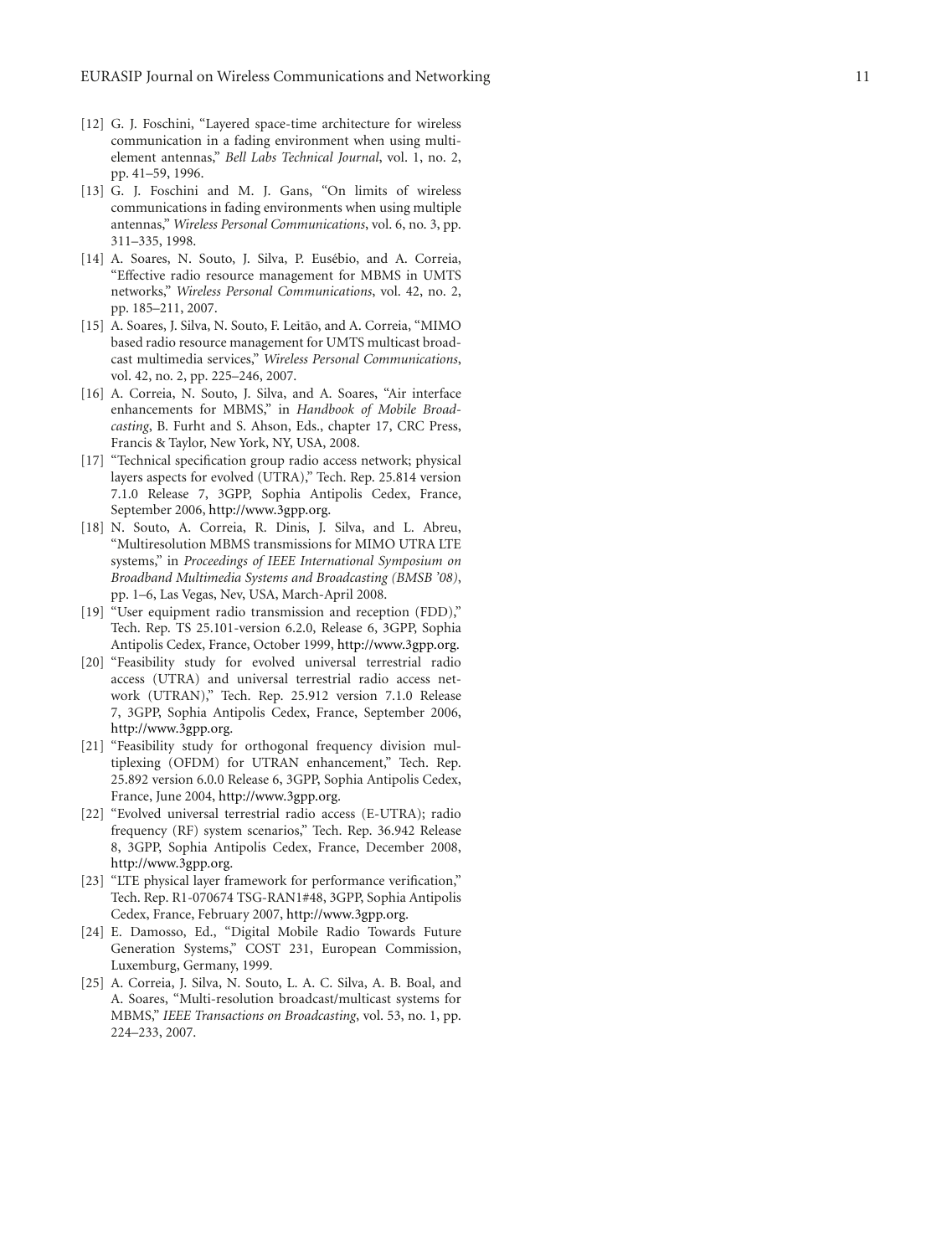[12] G. J. Foschini, "Layered space-time architecture for wireless communication in a fading environment when using multi-element antennas," *Bell Labs Technical Journal*, vol. 1, no. 2, pp. 41–59, 1996.

[13] G. J. Foschini and M. J. Gans, "On limits of wireless communications in fading environments when using multiple antennas," *Wireless Personal Communications*, vol. 6, no. 3, pp. 311–335, 1998.

[14] A. Soares, N. Souto, J. Silva, P. Eusébio, and A. Correia, "Effective radio resource management for MBMS in UMTS networks," *Wireless Personal Communications*, vol. 42, no. 2, pp. 185–211, 2007.

[15] A. Soares, J. Silva, N. Souto, F. Leitão, and A. Correia, "MIMO based radio resource management for UMTS multicast broadcast multimedia services," *Wireless Personal Communications*, vol. 42, no. 2, pp. 225–246, 2007.

[16] A. Correia, N. Souto, J. Silva, and A. Soares, "Air interface enhancements for MBMS," in *Handbook of Mobile Broadcasting*, B. Furht and S. Ahson, Eds., chapter 17, CRC Press, Francis & Taylor, New York, NY, USA, 2008.

[17] "Technical specification group radio access network; physical layers aspects for evolved (UTRA)," Tech. Rep. 25.814 version 7.1.0 Release 7, 3GPP, Sophia Antipolis Cedex, France, September 2006, http://www.3gpp.org.

[18] N. Souto, A. Correia, R. Dinis, J. Silva, and L. Abreu, "Multiresolution MBMS transmissions for MIMO UTRA LTE systems," in *Proceedings of IEEE International Symposium on Broadband Multimedia Systems and Broadcasting (BMSB '08)*, pp. 1–6, Las Vegas, Nev, USA, March-April 2008.

[19] "User equipment radio transmission and reception (FDD)," Tech. Rep. TS 25.101-version 6.2.0, Release 6, 3GPP, Sophia Antipolis Cedex, France, October 1999, http://www.3gpp.org.

[20] "Feasibility study for evolved universal terrestrial radio access (UTRA) and universal terrestrial radio access network (UTRAN)," Tech. Rep. 25.912 version 7.1.0 Release 7, 3GPP, Sophia Antipolis Cedex, France, September 2006, http://www.3gpp.org.

[21] "Feasibility study for orthogonal frequency division multiplexing (OFDM) for UTRAN enhancement," Tech. Rep. 25.892 version 6.0.0 Release 6, 3GPP, Sophia Antipolis Cedex, France, June 2004, http://www.3gpp.org.

[22] "Evolved universal terrestrial radio access (E-UTRA); radio frequency (RF) system scenarios," Tech. Rep. 36.942 Release 8, 3GPP, Sophia Antipolis Cedex, France, December 2008, http://www.3gpp.org.

[23] "LTE physical layer framework for performance verification," Tech. Rep. R1-070674 TSG-RAN1#48, 3GPP, Sophia Antipolis Cedex, France, February 2007, http://www.3gpp.org.

[24] E. Damosso, Ed., "Digital Mobile Radio Towards Future Generation Systems," COST 231, European Commission, Luxemburg, Germany, 1999.

[25] A. Correia, J. Silva, N. Souto, L. A. C. Silva, A. B. Boal, and A. Soares, "Multi-resolution broadcast/multicast systems for MBMS," *IEEE Transactions on Broadcasting*, vol. 53, no. 1, pp. 224–233, 2007.